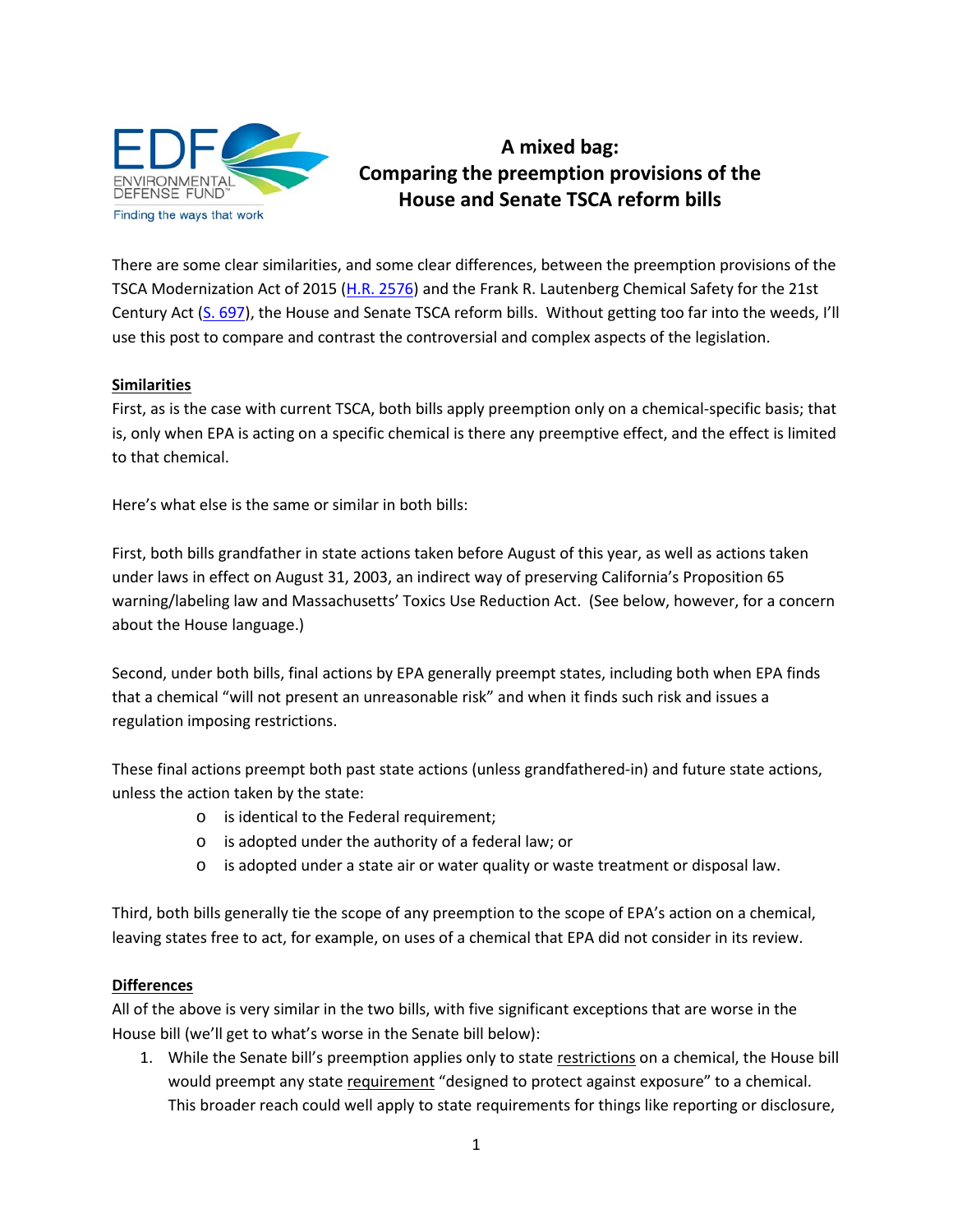# A mixed bag: Comparing the preemption provisions of the House and Senate TSCA reform bills

There are some clear similarities, and some clear differences, between the preemption provisions of the TSCA Modernization Act of 2015 (H.R. 2576) and the Frank R. Lautenberg Chemical Safety for the 21st Century Act (S. 697), the House and Senate TSCA reform bills. Without getting too far into the weeds, I'll use this post to compare and contrast the controversial and complex aspects of the legislation.

## Similarities

First, as is the case with current TSCA, both bills apply preemption only on a chemical-specific basis; that is, only when EPA is acting on a specific chemical is there any preemptive effect, and the effect is limited to that chemical.

Here's what else is the same or similar in both bills:

First, both bills grandfather in state actions taken before August of this year, as well as actions taken under laws in effect on August 31, 2003, an indirect way of preserving California's Proposition 65 warning/labeling law and Massachusetts' Toxics Use Reduction Act. (See below, however, for a concern about the House language.)

Second, under both bills, final actions by EPA generally preempt states, including both when EPA finds that a chemical "will not present an unreasonable risk" and when it finds such risk and issues a regulation imposing restrictions.

These final actions preempt both past state actions (unless grandfathered-in) and future state actions, unless the action taken by the state:

- is identical to the Federal requirement;
- is adopted under the authority of a federal law; or
- is adopted under a state air or water quality or waste treatment or disposal law.

Third, both bills generally tie the scope of any preemption to the scope of EPA's action on a chemical, leaving states free to act, for example, on uses of a chemical that EPA did not consider in its review.

## Differences

All of the above is very similar in the two bills, with five significant exceptions that are worse in the House bill (we'll get to what's worse in the Senate bill below):

1. While the Senate bill's preemption applies only to state restrictions on a chemical, the House bill would preempt any state requirement "designed to protect against exposure" to a chemical. This broader reach could well apply to state requirements for things like reporting or disclosure,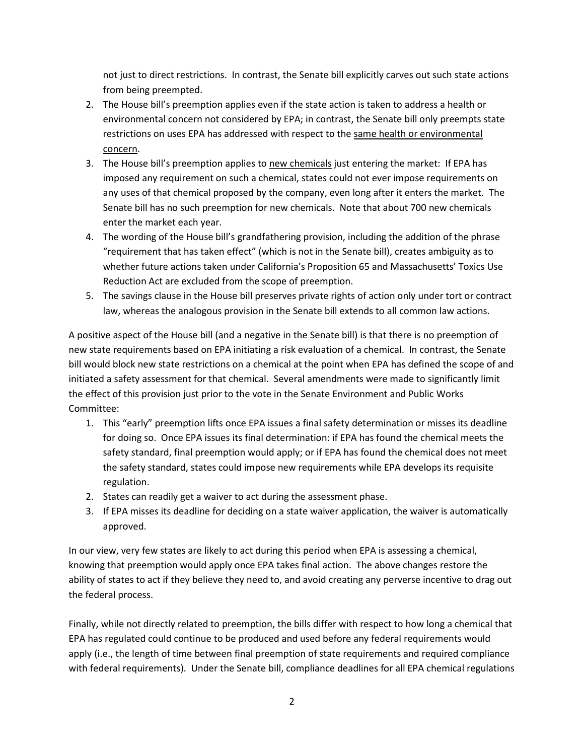not just to direct restrictions. In contrast, the Senate bill explicitly carves out such state actions from being preempted.

2. The House bill's preemption applies even if the state action is taken to address a health or environmental concern not considered by EPA; in contrast, the Senate bill only preempts state restrictions on uses EPA has addressed with respect to the <u>same health or environmental concern</u>.
3. The House bill's preemption applies to <u>new chemicals</u> just entering the market: If EPA has imposed any requirement on such a chemical, states could not ever impose requirements on any uses of that chemical proposed by the company, even long after it enters the market. The Senate bill has no such preemption for new chemicals. Note that about 700 new chemicals enter the market each year.
4. The wording of the House bill's grandfathering provision, including the addition of the phrase "requirement that has taken effect" (which is not in the Senate bill), creates ambiguity as to whether future actions taken under California's Proposition 65 and Massachusetts' Toxics Use Reduction Act are excluded from the scope of preemption.
5. The savings clause in the House bill preserves private rights of action only under tort or contract law, whereas the analogous provision in the Senate bill extends to all common law actions.

A positive aspect of the House bill (and a negative in the Senate bill) is that there is no preemption of new state requirements based on EPA initiating a risk evaluation of a chemical. In contrast, the Senate bill would block new state restrictions on a chemical at the point when EPA has defined the scope of and initiated a safety assessment for that chemical. Several amendments were made to significantly limit the effect of this provision just prior to the vote in the Senate Environment and Public Works Committee:

1. This "early" preemption lifts once EPA issues a final safety determination or misses its deadline for doing so. Once EPA issues its final determination: if EPA has found the chemical meets the safety standard, final preemption would apply; or if EPA has found the chemical does not meet the safety standard, states could impose new requirements while EPA develops its requisite regulation.
2. States can readily get a waiver to act during the assessment phase.
3. If EPA misses its deadline for deciding on a state waiver application, the waiver is automatically approved.

In our view, very few states are likely to act during this period when EPA is assessing a chemical, knowing that preemption would apply once EPA takes final action. The above changes restore the ability of states to act if they believe they need to, and avoid creating any perverse incentive to drag out the federal process.

Finally, while not directly related to preemption, the bills differ with respect to how long a chemical that EPA has regulated could continue to be produced and used before any federal requirements would apply (i.e., the length of time between final preemption of state requirements and required compliance with federal requirements). Under the Senate bill, compliance deadlines for all EPA chemical regulations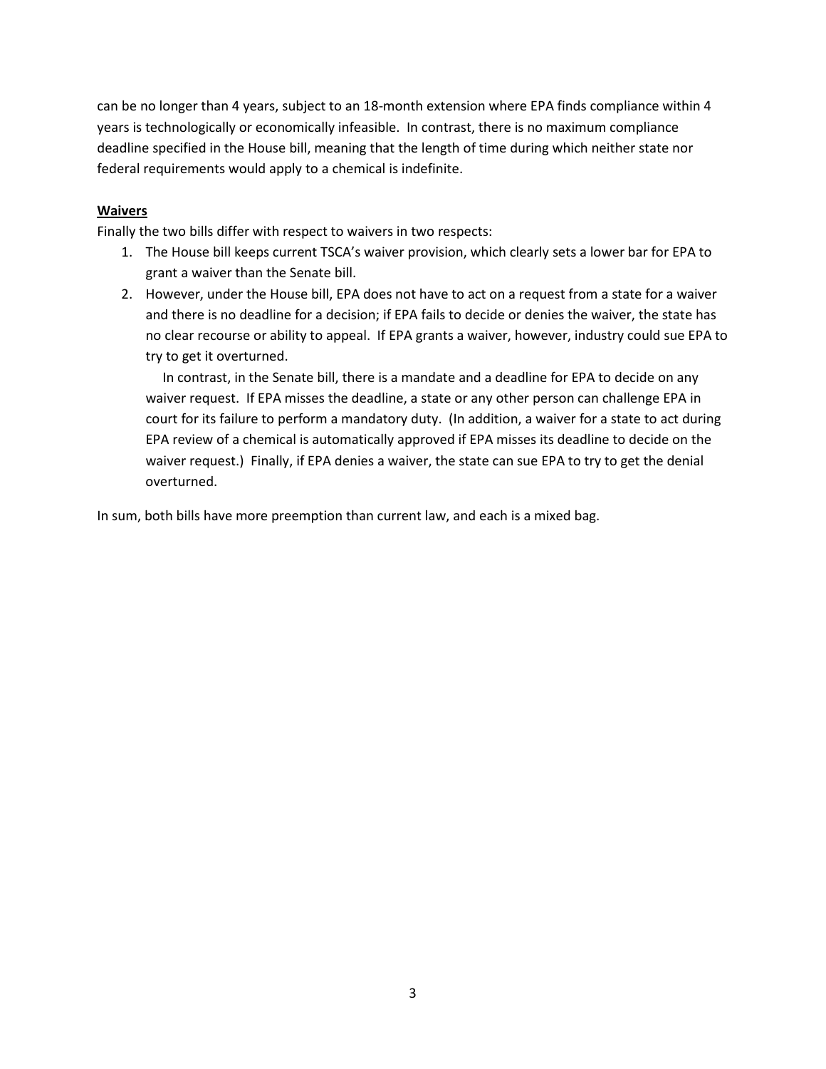can be no longer than 4 years, subject to an 18-month extension where EPA finds compliance within 4 years is technologically or economically infeasible. In contrast, there is no maximum compliance deadline specified in the House bill, meaning that the length of time during which neither state nor federal requirements would apply to a chemical is indefinite.

**Waivers**

Finally the two bills differ with respect to waivers in two respects:

1. The House bill keeps current TSCA's waiver provision, which clearly sets a lower bar for EPA to grant a waiver than the Senate bill.
2. However, under the House bill, EPA does not have to act on a request from a state for a waiver and there is no deadline for a decision; if EPA fails to decide or denies the waiver, the state has no clear recourse or ability to appeal. If EPA grants a waiver, however, industry could sue EPA to try to get it overturned.

   In contrast, in the Senate bill, there is a mandate and a deadline for EPA to decide on any waiver request. If EPA misses the deadline, a state or any other person can challenge EPA in court for its failure to perform a mandatory duty. (In addition, a waiver for a state to act during EPA review of a chemical is automatically approved if EPA misses its deadline to decide on the waiver request.) Finally, if EPA denies a waiver, the state can sue EPA to try to get the denial overturned.

In sum, both bills have more preemption than current law, and each is a mixed bag.